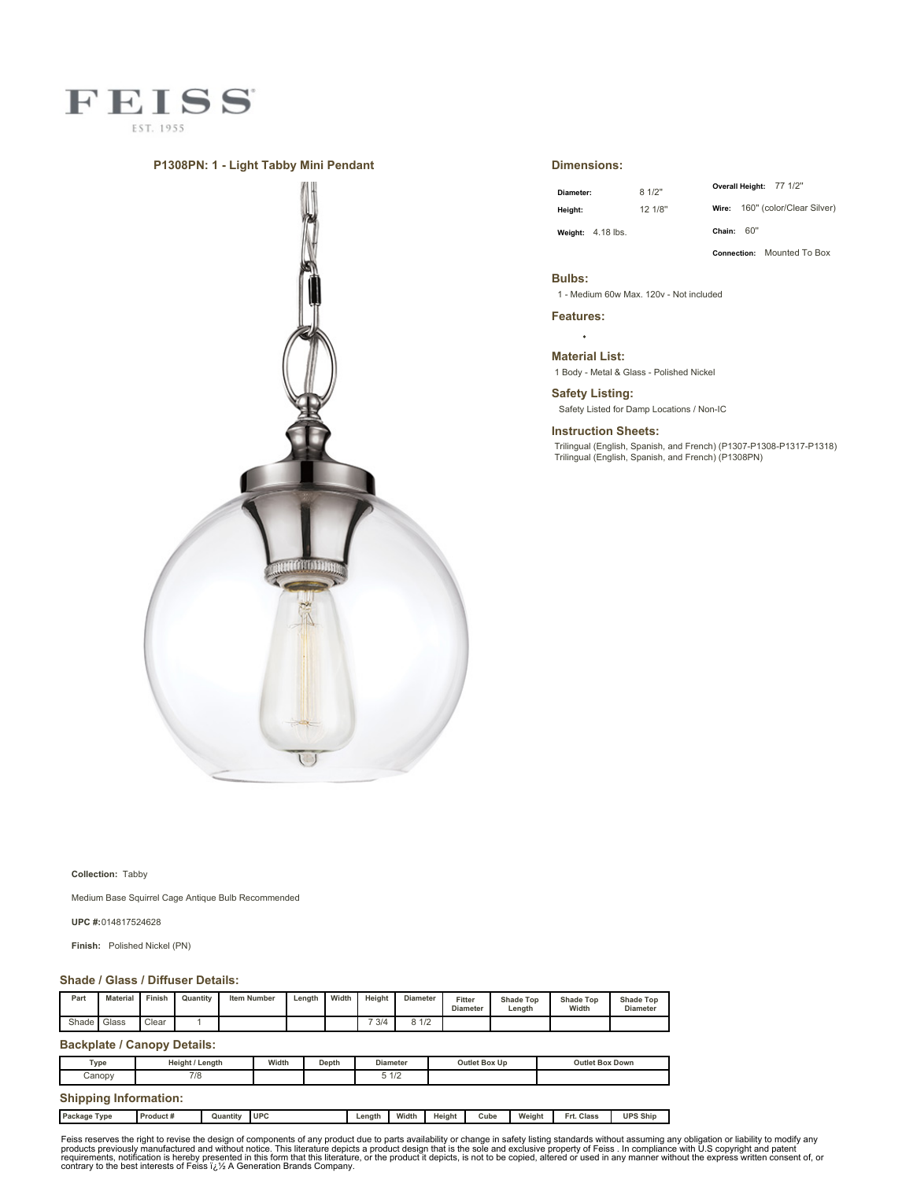# FEISS

EST. 1955

## P1308PN: 1 - Light Tabby Mini Pendant

## Dimensions:

| | | | |
|---|---|---|---|
| **Diameter:** | 8 1/2" | **Overall Height:** | 77 1/2" |
| **Height:** | 12 1/8" | **Wire:** | 160" (color/Clear Silver) |
| **Weight:** 4.18 lbs. | | **Chain:** | 60" |
| | | **Connection:** | Mounted To Box |

## Bulbs:

1 - Medium 60w Max. 120v - Not included

## Features:

- 

## Material List:

1 Body - Metal & Glass - Polished Nickel

## Safety Listing:

Safety Listed for Damp Locations / Non-IC

## Instruction Sheets:

Trilingual (English, Spanish, and French) (P1307-P1308-P1317-P1318)
Trilingual (English, Spanish, and French) (P1308PN)

**Collection:** Tabby

Medium Base Squirrel Cage Antique Bulb Recommended

**UPC #:** 014817524628

**Finish:** Polished Nickel (PN)

## Shade / Glass / Diffuser Details:

| Part | Material | Finish | Quantity | Item Number | Length | Width | Height | Diameter | Fitter Diameter | Shade Top Length | Shade Top Width | Shade Top Diameter |
|---|---|---|---|---|---|---|---|---|---|---|---|---|
| Shade | Glass | Clear | 1 | | | | 7 3/4 | 8 1/2 | | | | |

## Backplate / Canopy Details:

| Type | Height / Length | Width | Depth | Diameter | Outlet Box Up | Outlet Box Down |
|---|---|---|---|---|---|---|
| Canopy | 7/8 | | | 5 1/2 | | |

## Shipping Information:

| Package Type | Product # | Quantity | UPC | Length | Width | Height | Cube | Weight | Frt. Class | UPS Ship |
|---|---|---|---|---|---|---|---|---|---|---|

Feiss reserves the right to revise the design of components of any product due to parts availability or change in safety listing standards without assuming any obligation or liability to modify any products previously manufactured and without notice. This literature depicts a product design that is the sole and exclusive property of Feiss . In compliance with U.S copyright and patent requirements, notification is hereby presented in this form that this literature, or the product it depicts, is not to be copied, altered or used in any manner without the express written consent of, or contrary to the best interests of Feiss ï¿½ A Generation Brands Company.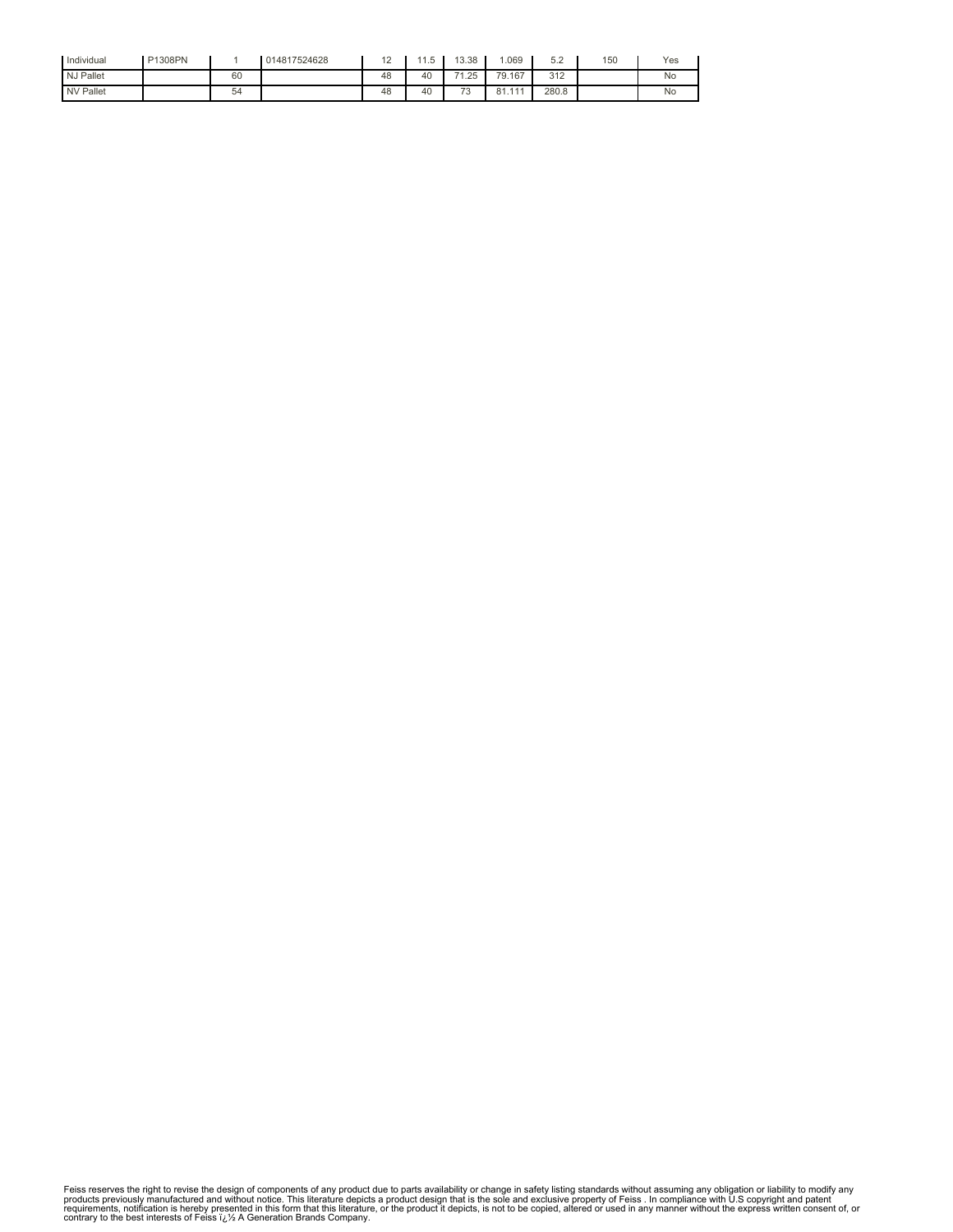| | | | | | | | | | | |
|---|---|---|---|---|---|---|---|---|---|---|
| Individual | P1308PN | 1 | 014817524628 | 12 | 11.5 | 13.38 | 1.069 | 5.2 | 150 | Yes |
| NJ Pallet | | 60 | | 48 | 40 | 71.25 | 79.167 | 312 | | No |
| NV Pallet | | 54 | | 48 | 40 | 73 | 81.111 | 280.8 | | No |

Feiss reserves the right to revise the design of components of any product due to parts availability or change in safety listing standards without assuming any obligation or liability to modify any products previously manufactured and without notice. This literature depicts a product design that is the sole and exclusive property of Feiss . In compliance with U.S copyright and patent requirements, notification is hereby presented in this form that this literature, or the product it depicts, is not to be copied, altered or used in any manner without the express written consent of, or contrary to the best interests of Feiss ï¿½ A Generation Brands Company.